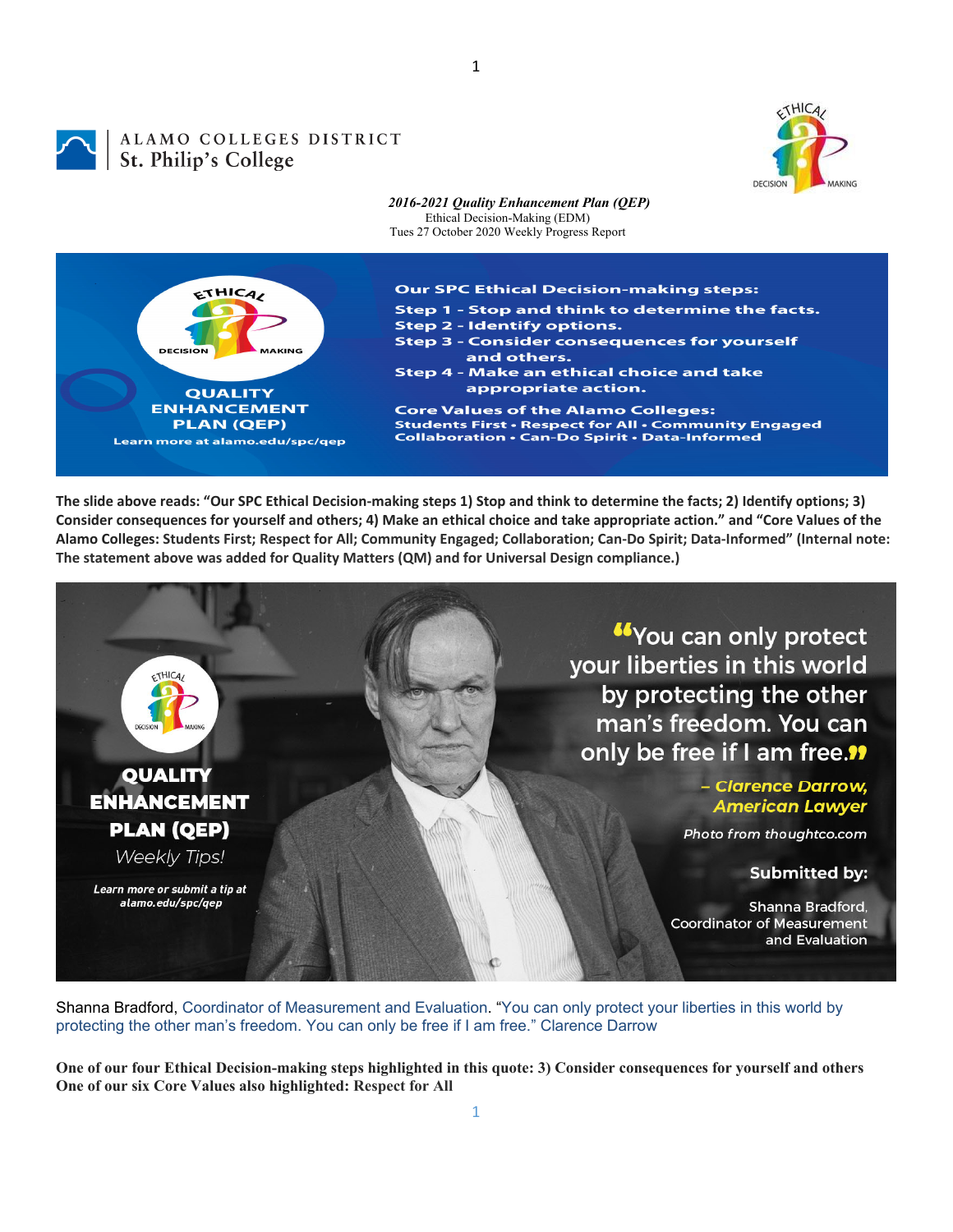ALAMO COLLEGES DISTRICT
St. Philip's College

*2016-2021 Quality Enhancement Plan (QEP)*
Ethical Decision-Making (EDM)
Tues 27 October 2020 Weekly Progress Report

**Our SPC Ethical Decision-making steps:**
**Step 1 - Stop and think to determine the facts.**
**Step 2 - Identify options.**
**Step 3 - Consider consequences for yourself and others.**
**Step 4 - Make an ethical choice and take appropriate action.**

**Core Values of the Alamo Colleges:**
**Students First • Respect for All • Community Engaged Collaboration • Can-Do Spirit • Data-Informed**

**QUALITY ENHANCEMENT PLAN (QEP)**
**Learn more at alamo.edu/spc/qep**

**The slide above reads: "Our SPC Ethical Decision-making steps 1) Stop and think to determine the facts; 2) Identify options; 3) Consider consequences for yourself and others; 4) Make an ethical choice and take appropriate action." and "Core Values of the Alamo Colleges: Students First; Respect for All; Community Engaged; Collaboration; Can-Do Spirit; Data-Informed" (Internal note: The statement above was added for Quality Matters (QM) and for Universal Design compliance.)**

**QUALITY ENHANCEMENT PLAN (QEP)**
*Weekly Tips!*
*Learn more or submit a tip at alamo.edu/spc/qep*

"You can only protect your liberties in this world by protecting the other man's freedom. You can only be free if I am free."
*– Clarence Darrow, American Lawyer*
*Photo from thoughtco.com*

**Submitted by:**
Shanna Bradford, Coordinator of Measurement and Evaluation

Shanna Bradford, Coordinator of Measurement and Evaluation. "You can only protect your liberties in this world by protecting the other man's freedom. You can only be free if I am free." Clarence Darrow

**One of our four Ethical Decision-making steps highlighted in this quote: 3) Consider consequences for yourself and others**
**One of our six Core Values also highlighted: Respect for All**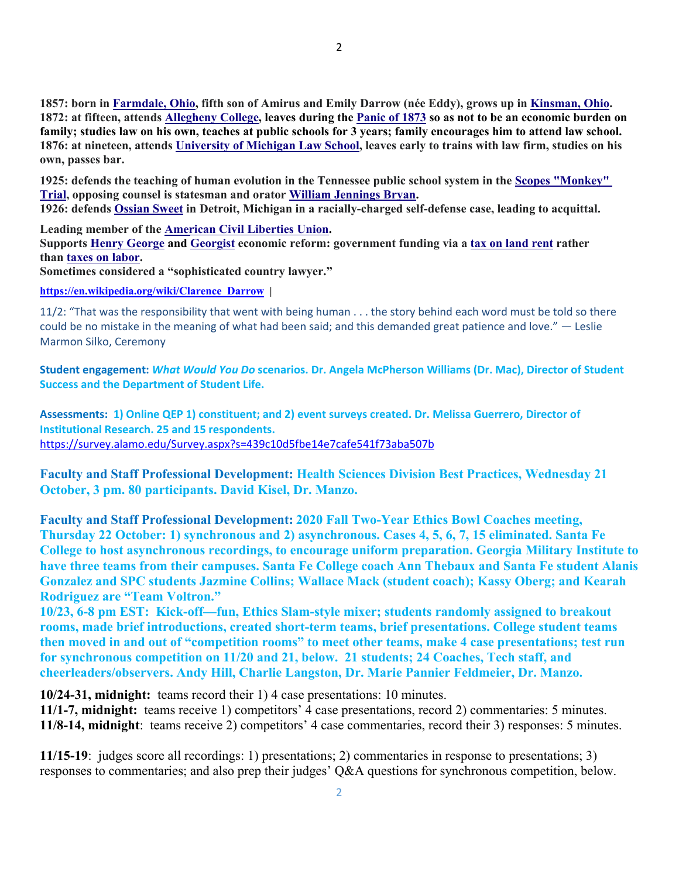**1857: born in Farmdale, Ohio, fifth son of Amirus and Emily Darrow (née Eddy), grows up in Kinsman, Ohio.**
**1872: at fifteen, attends Allegheny College, leaves during the Panic of 1873 so as not to be an economic burden on family; studies law on his own, teaches at public schools for 3 years; family encourages him to attend law school.**
**1876: at nineteen, attends University of Michigan Law School, leaves early to trains with law firm, studies on his own, passes bar.**

**1925: defends the teaching of human evolution in the Tennessee public school system in the Scopes "Monkey" Trial, opposing counsel is statesman and orator William Jennings Bryan.**
**1926: defends Ossian Sweet in Detroit, Michigan in a racially-charged self-defense case, leading to acquittal.**

**Leading member of the American Civil Liberties Union.**
**Supports Henry George and Georgist economic reform: government funding via a tax on land rent rather than taxes on labor.**
**Sometimes considered a "sophisticated country lawyer."**

**https://en.wikipedia.org/wiki/Clarence_Darrow** |

11/2: "That was the responsibility that went with being human . . . the story behind each word must be told so there could be no mistake in the meaning of what had been said; and this demanded great patience and love." — Leslie Marmon Silko, Ceremony

**Student engagement:** ***What Would You Do*** **scenarios. Dr. Angela McPherson Williams (Dr. Mac), Director of Student Success and the Department of Student Life.**

**Assessments: 1) Online QEP 1) constituent; and 2) event surveys created. Dr. Melissa Guerrero, Director of Institutional Research. 25 and 15 respondents.**
https://survey.alamo.edu/Survey.aspx?s=439c10d5fbe14e7cafe541f73aba507b

**Faculty and Staff Professional Development: Health Sciences Division Best Practices, Wednesday 21 October, 3 pm. 80 participants. David Kisel, Dr. Manzo.**

**Faculty and Staff Professional Development: 2020 Fall Two-Year Ethics Bowl Coaches meeting, Thursday 22 October: 1) synchronous and 2) asynchronous. Cases 4, 5, 6, 7, 15 eliminated. Santa Fe College to host asynchronous recordings, to encourage uniform preparation. Georgia Military Institute to have three teams from their campuses. Santa Fe College coach Ann Thebaux and Santa Fe student Alanis Gonzalez and SPC students Jazmine Collins; Wallace Mack (student coach); Kassy Oberg; and Kearah Rodriguez are "Team Voltron."**
**10/23, 6-8 pm EST: Kick-off—fun, Ethics Slam-style mixer; students randomly assigned to breakout rooms, made brief introductions, created short-term teams, brief presentations. College student teams then moved in and out of "competition rooms" to meet other teams, make 4 case presentations; test run for synchronous competition on 11/20 and 21, below. 21 students; 24 Coaches, Tech staff, and cheerleaders/observers. Andy Hill, Charlie Langston, Dr. Marie Pannier Feldmeier, Dr. Manzo.**

**10/24-31, midnight:** teams record their 1) 4 case presentations: 10 minutes.
**11/1-7, midnight:** teams receive 1) competitors' 4 case presentations, record 2) commentaries: 5 minutes.
**11/8-14, midnight**: teams receive 2) competitors' 4 case commentaries, record their 3) responses: 5 minutes.

**11/15-19**: judges score all recordings: 1) presentations; 2) commentaries in response to presentations; 3) responses to commentaries; and also prep their judges' Q&A questions for synchronous competition, below.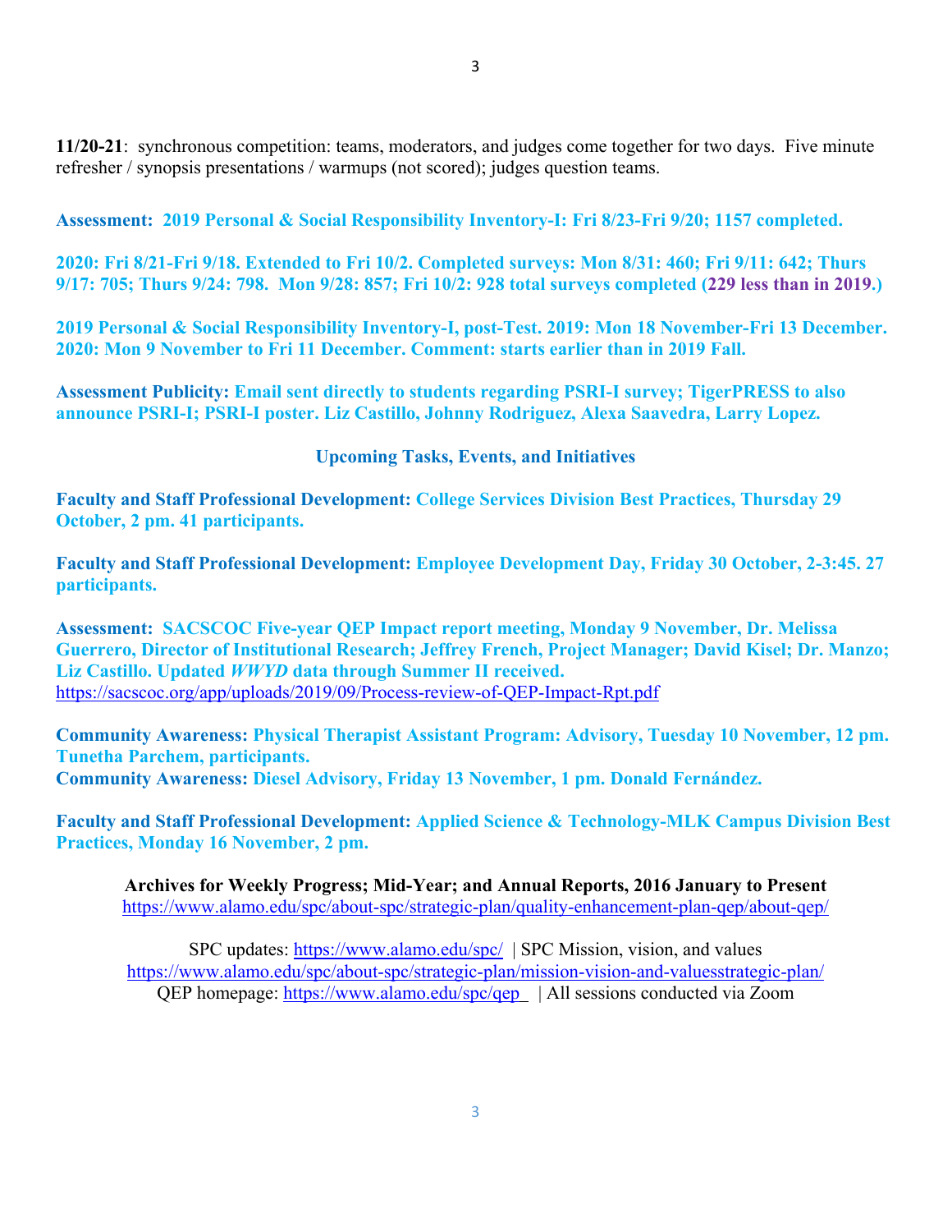**11/20-21**: synchronous competition: teams, moderators, and judges come together for two days. Five minute refresher / synopsis presentations / warmups (not scored); judges question teams.

**Assessment: 2019 Personal & Social Responsibility Inventory-I: Fri 8/23-Fri 9/20; 1157 completed.**

**2020: Fri 8/21-Fri 9/18. Extended to Fri 10/2. Completed surveys: Mon 8/31: 460; Fri 9/11: 642; Thurs 9/17: 705; Thurs 9/24: 798. Mon 9/28: 857; Fri 10/2: 928 total surveys completed (229 less than in 2019.)**

**2019 Personal & Social Responsibility Inventory-I, post-Test. 2019: Mon 18 November-Fri 13 December. 2020: Mon 9 November to Fri 11 December. Comment: starts earlier than in 2019 Fall.**

**Assessment Publicity: Email sent directly to students regarding PSRI-I survey; TigerPRESS to also announce PSRI-I; PSRI-I poster. Liz Castillo, Johnny Rodriguez, Alexa Saavedra, Larry Lopez.**

## Upcoming Tasks, Events, and Initiatives

**Faculty and Staff Professional Development: College Services Division Best Practices, Thursday 29 October, 2 pm. 41 participants.**

**Faculty and Staff Professional Development: Employee Development Day, Friday 30 October, 2-3:45. 27 participants.**

**Assessment: SACSCOC Five-year QEP Impact report meeting, Monday 9 November, Dr. Melissa Guerrero, Director of Institutional Research; Jeffrey French, Project Manager; David Kisel; Dr. Manzo; Liz Castillo. Updated *WWYD* data through Summer II received.**
https://sacscoc.org/app/uploads/2019/09/Process-review-of-QEP-Impact-Rpt.pdf

**Community Awareness: Physical Therapist Assistant Program: Advisory, Tuesday 10 November, 12 pm. Tunetha Parchem, participants.**
**Community Awareness: Diesel Advisory, Friday 13 November, 1 pm. Donald Fernández.**

**Faculty and Staff Professional Development: Applied Science & Technology-MLK Campus Division Best Practices, Monday 16 November, 2 pm.**

**Archives for Weekly Progress; Mid-Year; and Annual Reports, 2016 January to Present**
https://www.alamo.edu/spc/about-spc/strategic-plan/quality-enhancement-plan-qep/about-qep/

SPC updates: https://www.alamo.edu/spc/ | SPC Mission, vision, and values
https://www.alamo.edu/spc/about-spc/strategic-plan/mission-vision-and-valuesstrategic-plan/
QEP homepage: https://www.alamo.edu/spc/qep | All sessions conducted via Zoom